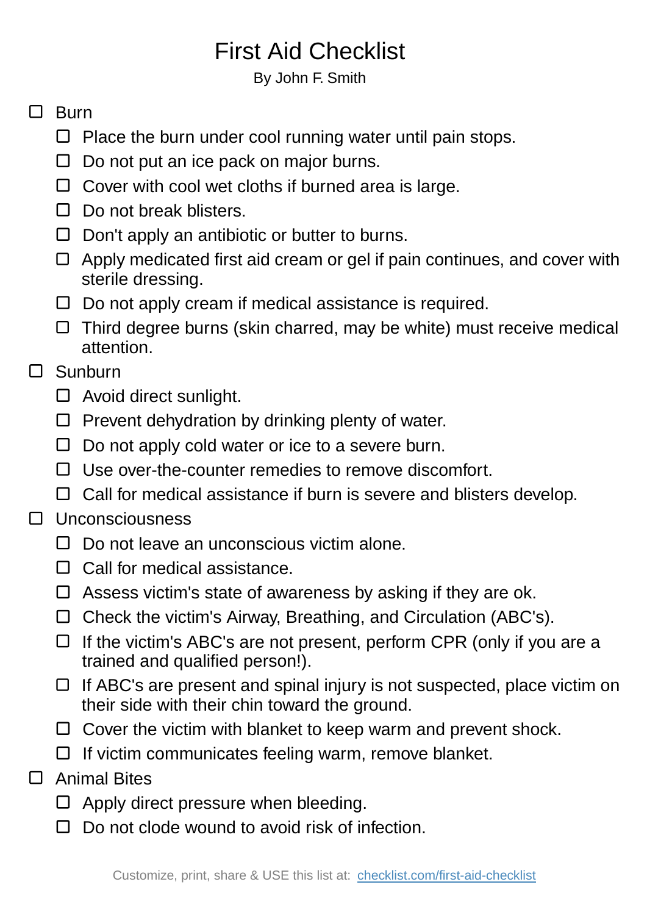# First Aid Checklist

By John F. Smith

- [ ] Burn
  - [ ] Place the burn under cool running water until pain stops.
  - [ ] Do not put an ice pack on major burns.
  - [ ] Cover with cool wet cloths if burned area is large.
  - [ ] Do not break blisters.
  - [ ] Don't apply an antibiotic or butter to burns.
  - [ ] Apply medicated first aid cream or gel if pain continues, and cover with sterile dressing.
  - [ ] Do not apply cream if medical assistance is required.
  - [ ] Third degree burns (skin charred, may be white) must receive medical attention.
- [ ] Sunburn
  - [ ] Avoid direct sunlight.
  - [ ] Prevent dehydration by drinking plenty of water.
  - [ ] Do not apply cold water or ice to a severe burn.
  - [ ] Use over-the-counter remedies to remove discomfort.
  - [ ] Call for medical assistance if burn is severe and blisters develop.
- [ ] Unconsciousness
  - [ ] Do not leave an unconscious victim alone.
  - [ ] Call for medical assistance.
  - [ ] Assess victim's state of awareness by asking if they are ok.
  - [ ] Check the victim's Airway, Breathing, and Circulation (ABC's).
  - [ ] If the victim's ABC's are not present, perform CPR (only if you are a trained and qualified person!).
  - [ ] If ABC's are present and spinal injury is not suspected, place victim on their side with their chin toward the ground.
  - [ ] Cover the victim with blanket to keep warm and prevent shock.
  - [ ] If victim communicates feeling warm, remove blanket.
- [ ] Animal Bites
  - [ ] Apply direct pressure when bleeding.
  - [ ] Do not clode wound to avoid risk of infection.

Customize, print, share & USE this list at: [checklist.com/first-aid-checklist](https://checklist.com/first-aid-checklist)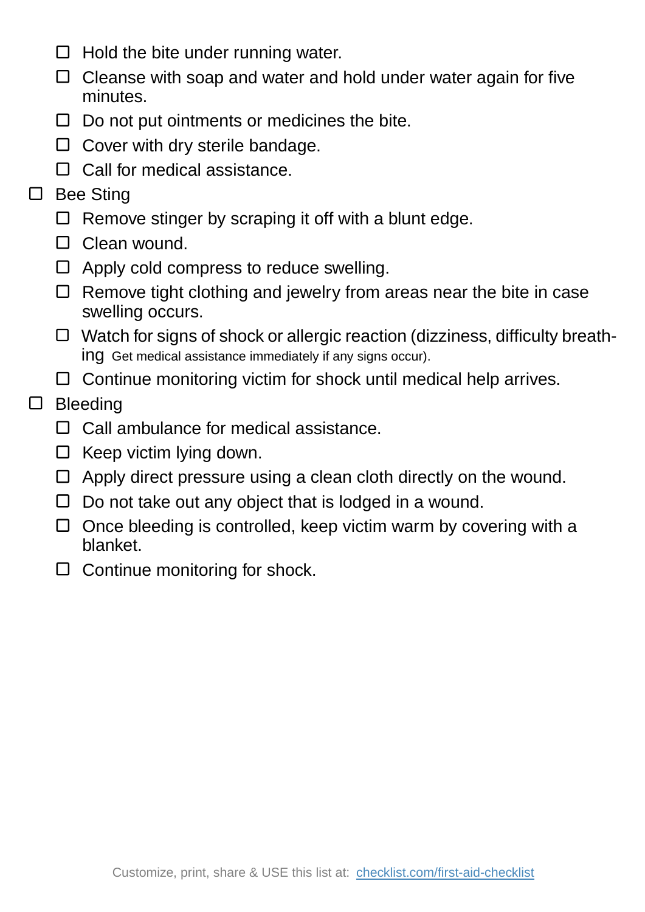- [ ] Hold the bite under running water.
- [ ] Cleanse with soap and water and hold under water again for five minutes.
- [ ] Do not put ointments or medicines the bite.
- [ ] Cover with dry sterile bandage.
- [ ] Call for medical assistance.

- [ ] Bee Sting
  - [ ] Remove stinger by scraping it off with a blunt edge.
  - [ ] Clean wound.
  - [ ] Apply cold compress to reduce swelling.
  - [ ] Remove tight clothing and jewelry from areas near the bite in case swelling occurs.
  - [ ] Watch for signs of shock or allergic reaction (dizziness, difficulty breathing Get medical assistance immediately if any signs occur).
  - [ ] Continue monitoring victim for shock until medical help arrives.
- [ ] Bleeding
  - [ ] Call ambulance for medical assistance.
  - [ ] Keep victim lying down.
  - [ ] Apply direct pressure using a clean cloth directly on the wound.
  - [ ] Do not take out any object that is lodged in a wound.
  - [ ] Once bleeding is controlled, keep victim warm by covering with a blanket.
  - [ ] Continue monitoring for shock.

Customize, print, share & USE this list at: [checklist.com/first-aid-checklist](https://checklist.com/first-aid-checklist)